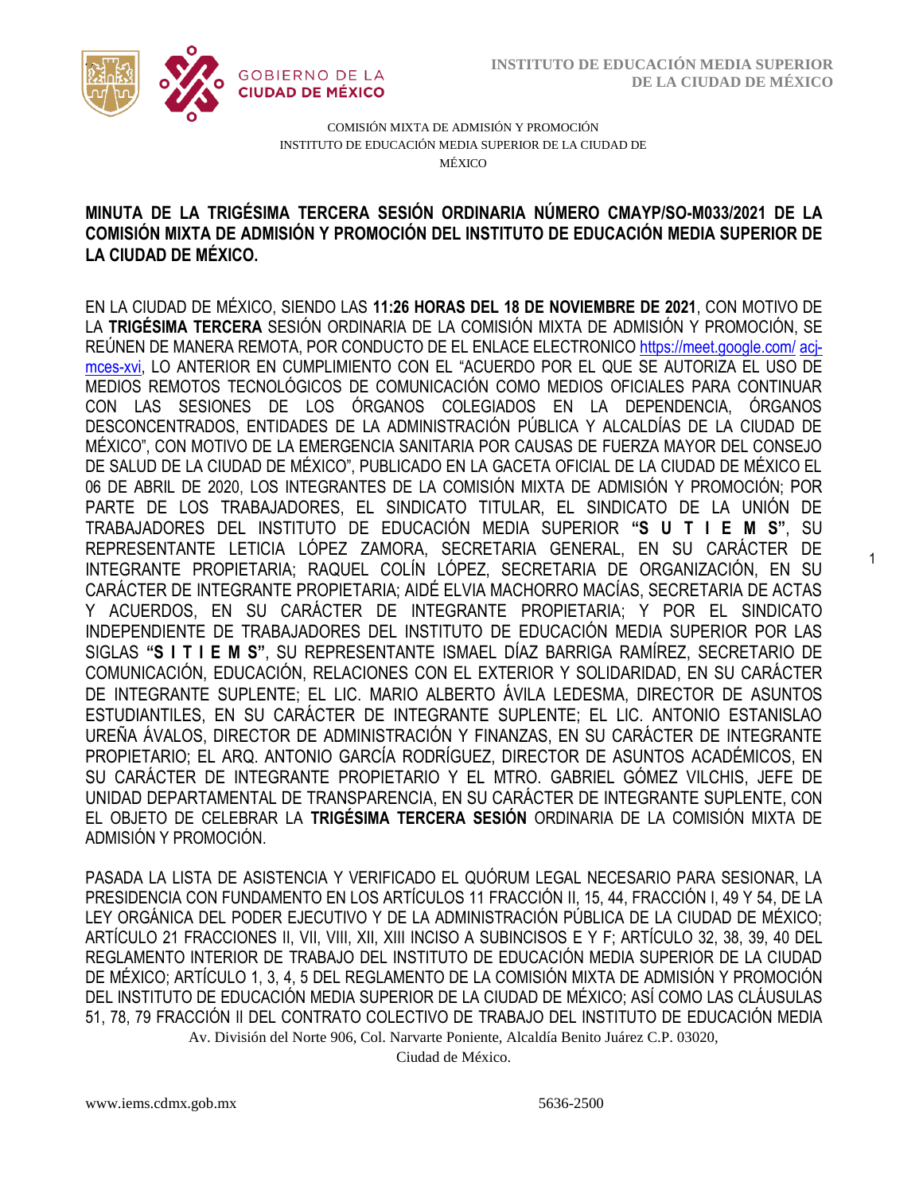COMISIÓN MIXTA DE ADMISIÓN Y PROMOCIÓN
INSTITUTO DE EDUCACIÓN MEDIA SUPERIOR DE LA CIUDAD DE MÉXICO

**MINUTA DE LA TRIGÉSIMA TERCERA SESIÓN ORDINARIA NÚMERO CMAYP/SO-M033/2021 DE LA COMISIÓN MIXTA DE ADMISIÓN Y PROMOCIÓN DEL INSTITUTO DE EDUCACIÓN MEDIA SUPERIOR DE LA CIUDAD DE MÉXICO.**

EN LA CIUDAD DE MÉXICO, SIENDO LAS **11:26 HORAS DEL 18 DE NOVIEMBRE DE 2021**, CON MOTIVO DE LA **TRIGÉSIMA TERCERA** SESIÓN ORDINARIA DE LA COMISIÓN MIXTA DE ADMISIÓN Y PROMOCIÓN, SE REÚNEN DE MANERA REMOTA, POR CONDUCTO DE EL ENLACE ELECTRONICO https://meet.google.com/ acj-mces-xvi, LO ANTERIOR EN CUMPLIMIENTO CON EL "ACUERDO POR EL QUE SE AUTORIZA EL USO DE MEDIOS REMOTOS TECNOLÓGICOS DE COMUNICACIÓN COMO MEDIOS OFICIALES PARA CONTINUAR CON LAS SESIONES DE LOS ÓRGANOS COLEGIADOS EN LA DEPENDENCIA, ÓRGANOS DESCONCENTRADOS, ENTIDADES DE LA ADMINISTRACIÓN PÚBLICA Y ALCALDÍAS DE LA CIUDAD DE MÉXICO", CON MOTIVO DE LA EMERGENCIA SANITARIA POR CAUSAS DE FUERZA MAYOR DEL CONSEJO DE SALUD DE LA CIUDAD DE MÉXICO", PUBLICADO EN LA GACETA OFICIAL DE LA CIUDAD DE MÉXICO EL 06 DE ABRIL DE 2020, LOS INTEGRANTES DE LA COMISIÓN MIXTA DE ADMISIÓN Y PROMOCIÓN; POR PARTE DE LOS TRABAJADORES, EL SINDICATO TITULAR, EL SINDICATO DE LA UNIÓN DE TRABAJADORES DEL INSTITUTO DE EDUCACIÓN MEDIA SUPERIOR **"S U T I E M S"**, SU REPRESENTANTE LETICIA LÓPEZ ZAMORA, SECRETARIA GENERAL, EN SU CARÁCTER DE INTEGRANTE PROPIETARIA; RAQUEL COLÍN LÓPEZ, SECRETARIA DE ORGANIZACIÓN, EN SU CARÁCTER DE INTEGRANTE PROPIETARIA; AIDÉ ELVIA MACHORRO MACÍAS, SECRETARIA DE ACTAS Y ACUERDOS, EN SU CARÁCTER DE INTEGRANTE PROPIETARIA; Y POR EL SINDICATO INDEPENDIENTE DE TRABAJADORES DEL INSTITUTO DE EDUCACIÓN MEDIA SUPERIOR POR LAS SIGLAS **"S I T I E M S"**, SU REPRESENTANTE ISMAEL DÍAZ BARRIGA RAMÍREZ, SECRETARIO DE COMUNICACIÓN, EDUCACIÓN, RELACIONES CON EL EXTERIOR Y SOLIDARIDAD, EN SU CARÁCTER DE INTEGRANTE SUPLENTE; EL LIC. MARIO ALBERTO ÁVILA LEDESMA, DIRECTOR DE ASUNTOS ESTUDIANTILES, EN SU CARÁCTER DE INTEGRANTE SUPLENTE; EL LIC. ANTONIO ESTANISLAO UREÑA ÁVALOS, DIRECTOR DE ADMINISTRACIÓN Y FINANZAS, EN SU CARÁCTER DE INTEGRANTE PROPIETARIO; EL ARQ. ANTONIO GARCÍA RODRÍGUEZ, DIRECTOR DE ASUNTOS ACADÉMICOS, EN SU CARÁCTER DE INTEGRANTE PROPIETARIO Y EL MTRO. GABRIEL GÓMEZ VILCHIS, JEFE DE UNIDAD DEPARTAMENTAL DE TRANSPARENCIA, EN SU CARÁCTER DE INTEGRANTE SUPLENTE, CON EL OBJETO DE CELEBRAR LA **TRIGÉSIMA TERCERA SESIÓN** ORDINARIA DE LA COMISIÓN MIXTA DE ADMISIÓN Y PROMOCIÓN.

PASADA LA LISTA DE ASISTENCIA Y VERIFICADO EL QUÓRUM LEGAL NECESARIO PARA SESIONAR, LA PRESIDENCIA CON FUNDAMENTO EN LOS ARTÍCULOS 11 FRACCIÓN II, 15, 44, FRACCIÓN I, 49 Y 54, DE LA LEY ORGÁNICA DEL PODER EJECUTIVO Y DE LA ADMINISTRACIÓN PÚBLICA DE LA CIUDAD DE MÉXICO; ARTÍCULO 21 FRACCIONES II, VII, VIII, XII, XIII INCISO A SUBINCISOS E Y F; ARTÍCULO 32, 38, 39, 40 DEL REGLAMENTO INTERIOR DE TRABAJO DEL INSTITUTO DE EDUCACIÓN MEDIA SUPERIOR DE LA CIUDAD DE MÉXICO; ARTÍCULO 1, 3, 4, 5 DEL REGLAMENTO DE LA COMISIÓN MIXTA DE ADMISIÓN Y PROMOCIÓN DEL INSTITUTO DE EDUCACIÓN MEDIA SUPERIOR DE LA CIUDAD DE MÉXICO; ASÍ COMO LAS CLÁUSULAS 51, 78, 79 FRACCIÓN II DEL CONTRATO COLECTIVO DE TRABAJO DEL INSTITUTO DE EDUCACIÓN MEDIA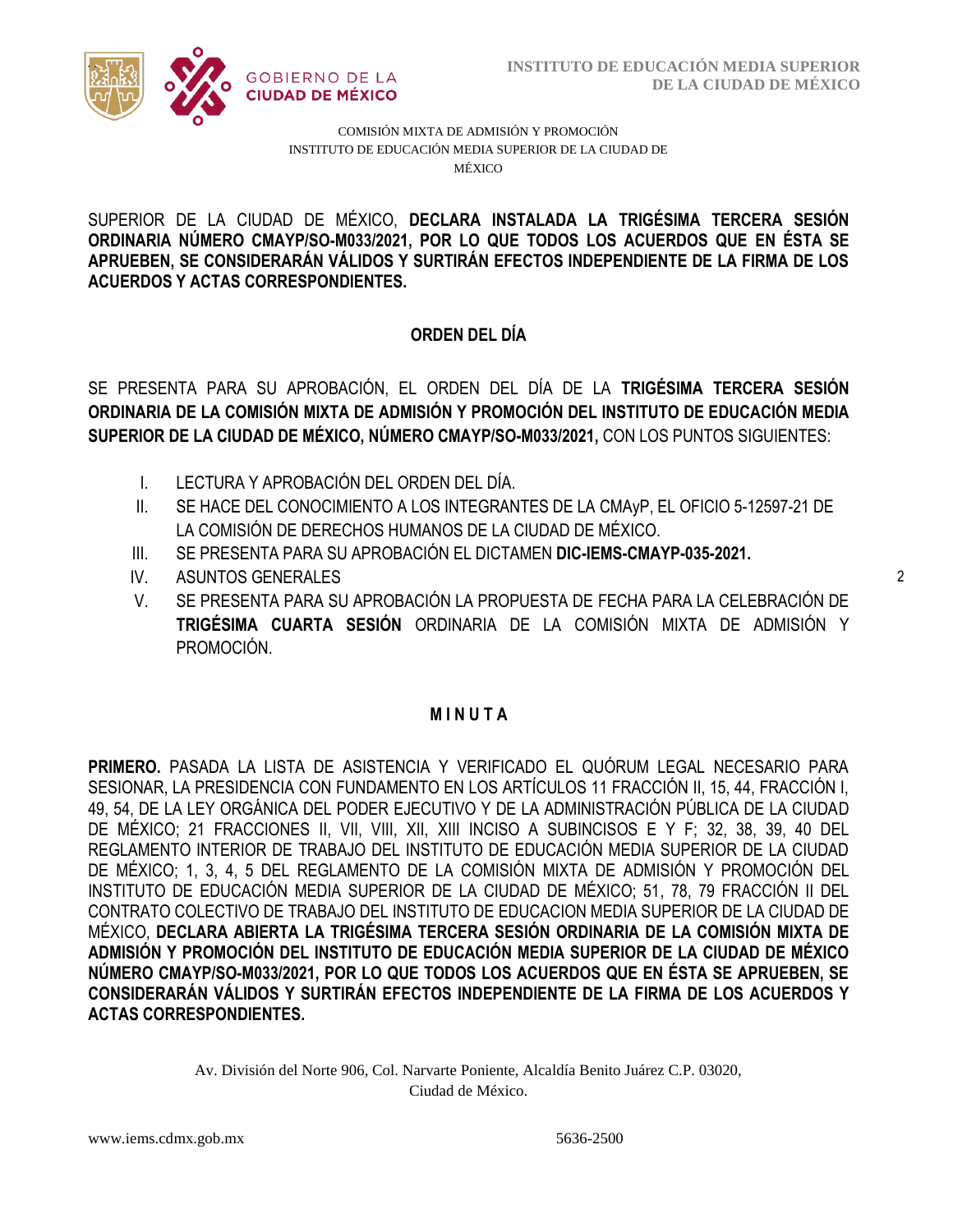COMISIÓN MIXTA DE ADMISIÓN Y PROMOCIÓN
INSTITUTO DE EDUCACIÓN MEDIA SUPERIOR DE LA CIUDAD DE MÉXICO

SUPERIOR DE LA CIUDAD DE MÉXICO, **DECLARA INSTALADA LA TRIGÉSIMA TERCERA SESIÓN ORDINARIA NÚMERO CMAYP/SO-M033/2021, POR LO QUE TODOS LOS ACUERDOS QUE EN ÉSTA SE APRUEBEN, SE CONSIDERARÁN VÁLIDOS Y SURTIRÁN EFECTOS INDEPENDIENTE DE LA FIRMA DE LOS ACUERDOS Y ACTAS CORRESPONDIENTES.**

## ORDEN DEL DÍA

SE PRESENTA PARA SU APROBACIÓN, EL ORDEN DEL DÍA DE LA **TRIGÉSIMA TERCERA SESIÓN ORDINARIA DE LA COMISIÓN MIXTA DE ADMISIÓN Y PROMOCIÓN DEL INSTITUTO DE EDUCACIÓN MEDIA SUPERIOR DE LA CIUDAD DE MÉXICO, NÚMERO CMAYP/SO-M033/2021,** CON LOS PUNTOS SIGUIENTES:

I. LECTURA Y APROBACIÓN DEL ORDEN DEL DÍA.
II. SE HACE DEL CONOCIMIENTO A LOS INTEGRANTES DE LA CMAyP, EL OFICIO 5-12597-21 DE LA COMISIÓN DE DERECHOS HUMANOS DE LA CIUDAD DE MÉXICO.
III. SE PRESENTA PARA SU APROBACIÓN EL DICTAMEN **DIC-IEMS-CMAYP-035-2021.**
IV. ASUNTOS GENERALES
V. SE PRESENTA PARA SU APROBACIÓN LA PROPUESTA DE FECHA PARA LA CELEBRACIÓN DE **TRIGÉSIMA CUARTA SESIÓN** ORDINARIA DE LA COMISIÓN MIXTA DE ADMISIÓN Y PROMOCIÓN.

## M I N U T A

**PRIMERO.** PASADA LA LISTA DE ASISTENCIA Y VERIFICADO EL QUÓRUM LEGAL NECESARIO PARA SESIONAR, LA PRESIDENCIA CON FUNDAMENTO EN LOS ARTÍCULOS 11 FRACCIÓN II, 15, 44, FRACCIÓN I, 49, 54, DE LA LEY ORGÁNICA DEL PODER EJECUTIVO Y DE LA ADMINISTRACIÓN PÚBLICA DE LA CIUDAD DE MÉXICO; 21 FRACCIONES II, VII, VIII, XII, XIII INCISO A SUBINCISOS E Y F; 32, 38, 39, 40 DEL REGLAMENTO INTERIOR DE TRABAJO DEL INSTITUTO DE EDUCACIÓN MEDIA SUPERIOR DE LA CIUDAD DE MÉXICO; 1, 3, 4, 5 DEL REGLAMENTO DE LA COMISIÓN MIXTA DE ADMISIÓN Y PROMOCIÓN DEL INSTITUTO DE EDUCACIÓN MEDIA SUPERIOR DE LA CIUDAD DE MÉXICO; 51, 78, 79 FRACCIÓN II DEL CONTRATO COLECTIVO DE TRABAJO DEL INSTITUTO DE EDUCACION MEDIA SUPERIOR DE LA CIUDAD DE MÉXICO, **DECLARA ABIERTA LA TRIGÉSIMA TERCERA SESIÓN ORDINARIA DE LA COMISIÓN MIXTA DE ADMISIÓN Y PROMOCIÓN DEL INSTITUTO DE EDUCACIÓN MEDIA SUPERIOR DE LA CIUDAD DE MÉXICO NÚMERO CMAYP/SO-M033/2021, POR LO QUE TODOS LOS ACUERDOS QUE EN ÉSTA SE APRUEBEN, SE CONSIDERARÁN VÁLIDOS Y SURTIRÁN EFECTOS INDEPENDIENTE DE LA FIRMA DE LOS ACUERDOS Y ACTAS CORRESPONDIENTES.**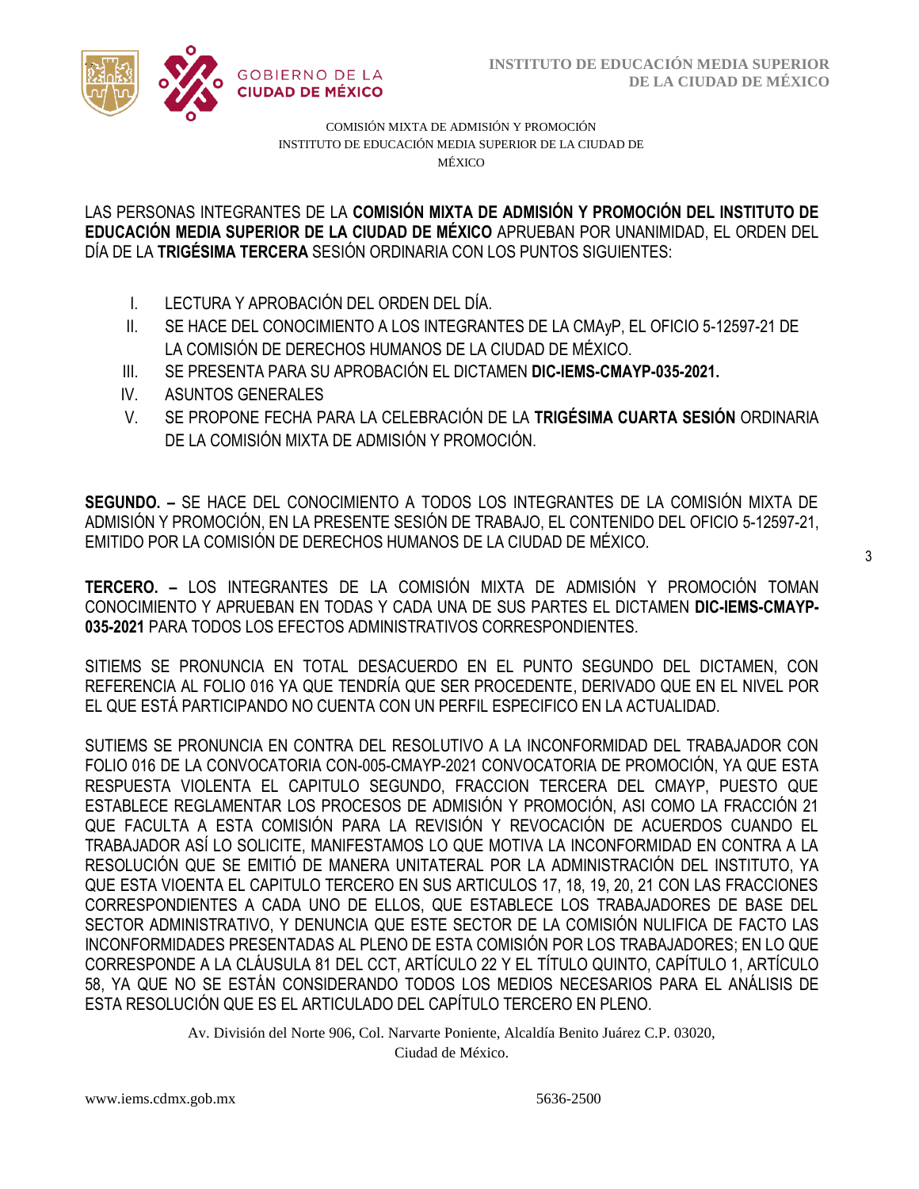COMISIÓN MIXTA DE ADMISIÓN Y PROMOCIÓN
INSTITUTO DE EDUCACIÓN MEDIA SUPERIOR DE LA CIUDAD DE MÉXICO

LAS PERSONAS INTEGRANTES DE LA **COMISIÓN MIXTA DE ADMISIÓN Y PROMOCIÓN DEL INSTITUTO DE EDUCACIÓN MEDIA SUPERIOR DE LA CIUDAD DE MÉXICO** APRUEBAN POR UNANIMIDAD, EL ORDEN DEL DÍA DE LA **TRIGÉSIMA TERCERA** SESIÓN ORDINARIA CON LOS PUNTOS SIGUIENTES:

I. LECTURA Y APROBACIÓN DEL ORDEN DEL DÍA.
II. SE HACE DEL CONOCIMIENTO A LOS INTEGRANTES DE LA CMAyP, EL OFICIO 5-12597-21 DE LA COMISIÓN DE DERECHOS HUMANOS DE LA CIUDAD DE MÉXICO.
III. SE PRESENTA PARA SU APROBACIÓN EL DICTAMEN **DIC-IEMS-CMAYP-035-2021.**
IV. ASUNTOS GENERALES
V. SE PROPONE FECHA PARA LA CELEBRACIÓN DE LA **TRIGÉSIMA CUARTA SESIÓN** ORDINARIA DE LA COMISIÓN MIXTA DE ADMISIÓN Y PROMOCIÓN.

**SEGUNDO. –** SE HACE DEL CONOCIMIENTO A TODOS LOS INTEGRANTES DE LA COMISIÓN MIXTA DE ADMISIÓN Y PROMOCIÓN, EN LA PRESENTE SESIÓN DE TRABAJO, EL CONTENIDO DEL OFICIO 5-12597-21, EMITIDO POR LA COMISIÓN DE DERECHOS HUMANOS DE LA CIUDAD DE MÉXICO.

**TERCERO. –** LOS INTEGRANTES DE LA COMISIÓN MIXTA DE ADMISIÓN Y PROMOCIÓN TOMAN CONOCIMIENTO Y APRUEBAN EN TODAS Y CADA UNA DE SUS PARTES EL DICTAMEN **DIC-IEMS-CMAYP-035-2021** PARA TODOS LOS EFECTOS ADMINISTRATIVOS CORRESPONDIENTES.

SITIEMS SE PRONUNCIA EN TOTAL DESACUERDO EN EL PUNTO SEGUNDO DEL DICTAMEN, CON REFERENCIA AL FOLIO 016 YA QUE TENDRÍA QUE SER PROCEDENTE, DERIVADO QUE EN EL NIVEL POR EL QUE ESTÁ PARTICIPANDO NO CUENTA CON UN PERFIL ESPECIFICO EN LA ACTUALIDAD.

SUTIEMS SE PRONUNCIA EN CONTRA DEL RESOLUTIVO A LA INCONFORMIDAD DEL TRABAJADOR CON FOLIO 016 DE LA CONVOCATORIA CON-005-CMAYP-2021 CONVOCATORIA DE PROMOCIÓN, YA QUE ESTA RESPUESTA VIOLENTA EL CAPITULO SEGUNDO, FRACCION TERCERA DEL CMAYP, PUESTO QUE ESTABLECE REGLAMENTAR LOS PROCESOS DE ADMISIÓN Y PROMOCIÓN, ASI COMO LA FRACCIÓN 21 QUE FACULTA A ESTA COMISIÓN PARA LA REVISIÓN Y REVOCACIÓN DE ACUERDOS CUANDO EL TRABAJADOR ASÍ LO SOLICITE, MANIFESTAMOS LO QUE MOTIVA LA INCONFORMIDAD EN CONTRA A LA RESOLUCIÓN QUE SE EMITIÓ DE MANERA UNITATERAL POR LA ADMINISTRACIÓN DEL INSTITUTO, YA QUE ESTA VIOENTA EL CAPITULO TERCERO EN SUS ARTICULOS 17, 18, 19, 20, 21 CON LAS FRACCIONES CORRESPONDIENTES A CADA UNO DE ELLOS, QUE ESTABLECE LOS TRABAJADORES DE BASE DEL SECTOR ADMINISTRATIVO, Y DENUNCIA QUE ESTE SECTOR DE LA COMISIÓN NULIFICA DE FACTO LAS INCONFORMIDADES PRESENTADAS AL PLENO DE ESTA COMISIÓN POR LOS TRABAJADORES; EN LO QUE CORRESPONDE A LA CLÁUSULA 81 DEL CCT, ARTÍCULO 22 Y EL TÍTULO QUINTO, CAPÍTULO 1, ARTÍCULO 58, YA QUE NO SE ESTÁN CONSIDERANDO TODOS LOS MEDIOS NECESARIOS PARA EL ANÁLISIS DE ESTA RESOLUCIÓN QUE ES EL ARTICULADO DEL CAPÍTULO TERCERO EN PLENO.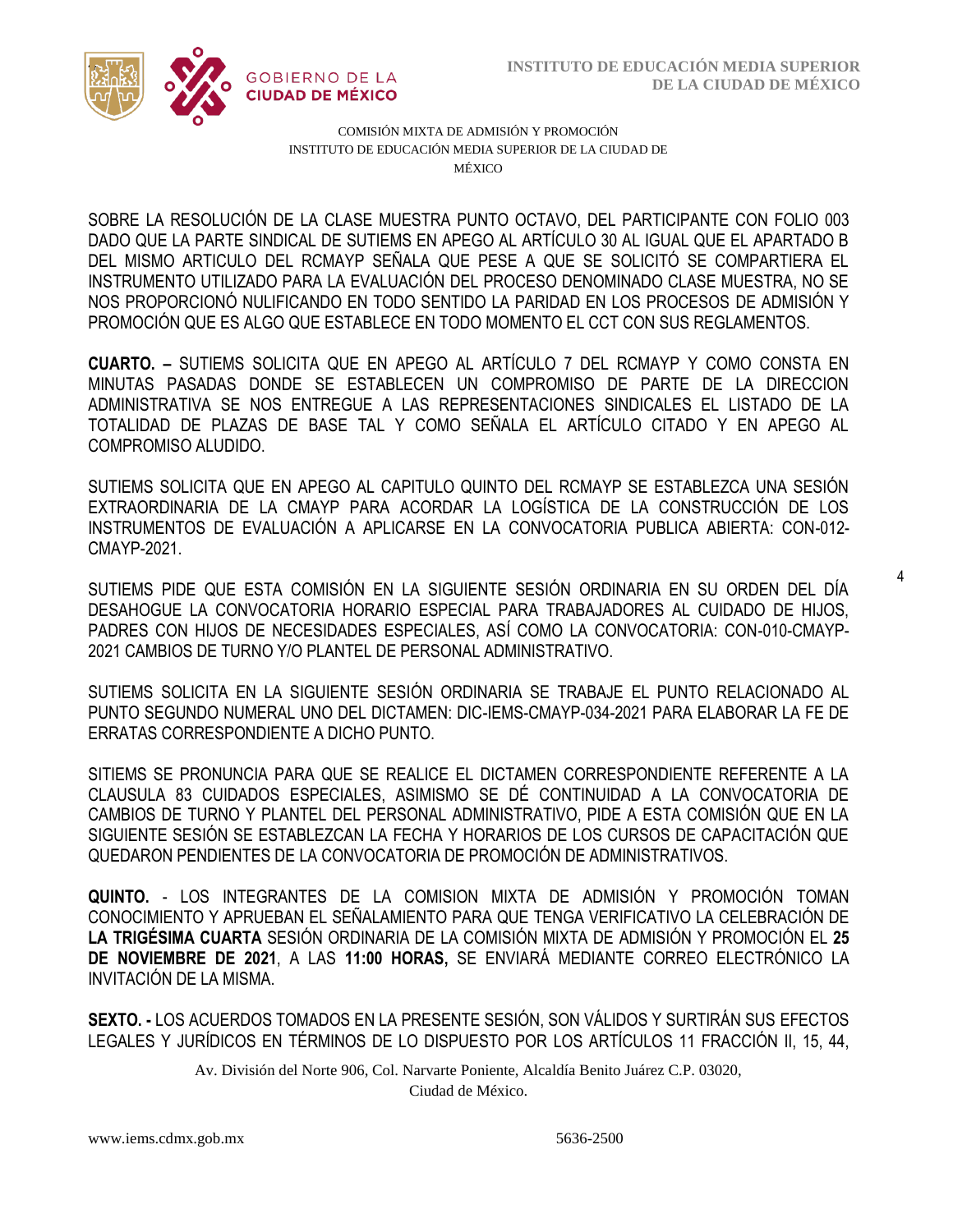SOBRE LA RESOLUCIÓN DE LA CLASE MUESTRA PUNTO OCTAVO, DEL PARTICIPANTE CON FOLIO 003 DADO QUE LA PARTE SINDICAL DE SUTIEMS EN APEGO AL ARTÍCULO 30 AL IGUAL QUE EL APARTADO B DEL MISMO ARTICULO DEL RCMAYP SEÑALA QUE PESE A QUE SE SOLICITÓ SE COMPARTIERA EL INSTRUMENTO UTILIZADO PARA LA EVALUACIÓN DEL PROCESO DENOMINADO CLASE MUESTRA, NO SE NOS PROPORCIONÓ NULIFICANDO EN TODO SENTIDO LA PARIDAD EN LOS PROCESOS DE ADMISIÓN Y PROMOCIÓN QUE ES ALGO QUE ESTABLECE EN TODO MOMENTO EL CCT CON SUS REGLAMENTOS.

**CUARTO. –** SUTIEMS SOLICITA QUE EN APEGO AL ARTÍCULO 7 DEL RCMAYP Y COMO CONSTA EN MINUTAS PASADAS DONDE SE ESTABLECEN UN COMPROMISO DE PARTE DE LA DIRECCION ADMINISTRATIVA SE NOS ENTREGUE A LAS REPRESENTACIONES SINDICALES EL LISTADO DE LA TOTALIDAD DE PLAZAS DE BASE TAL Y COMO SEÑALA EL ARTÍCULO CITADO Y EN APEGO AL COMPROMISO ALUDIDO.

SUTIEMS SOLICITA QUE EN APEGO AL CAPITULO QUINTO DEL RCMAYP SE ESTABLEZCA UNA SESIÓN EXTRAORDINARIA DE LA CMAYP PARA ACORDAR LA LOGÍSTICA DE LA CONSTRUCCIÓN DE LOS INSTRUMENTOS DE EVALUACIÓN A APLICARSE EN LA CONVOCATORIA PUBLICA ABIERTA: CON-012-CMAYP-2021.

SUTIEMS PIDE QUE ESTA COMISIÓN EN LA SIGUIENTE SESIÓN ORDINARIA EN SU ORDEN DEL DÍA DESAHOGUE LA CONVOCATORIA HORARIO ESPECIAL PARA TRABAJADORES AL CUIDADO DE HIJOS, PADRES CON HIJOS DE NECESIDADES ESPECIALES, ASÍ COMO LA CONVOCATORIA: CON-010-CMAYP-2021 CAMBIOS DE TURNO Y/O PLANTEL DE PERSONAL ADMINISTRATIVO.

SUTIEMS SOLICITA EN LA SIGUIENTE SESIÓN ORDINARIA SE TRABAJE EL PUNTO RELACIONADO AL PUNTO SEGUNDO NUMERAL UNO DEL DICTAMEN: DIC-IEMS-CMAYP-034-2021 PARA ELABORAR LA FE DE ERRATAS CORRESPONDIENTE A DICHO PUNTO.

SITIEMS SE PRONUNCIA PARA QUE SE REALICE EL DICTAMEN CORRESPONDIENTE REFERENTE A LA CLAUSULA 83 CUIDADOS ESPECIALES, ASIMISMO SE DÉ CONTINUIDAD A LA CONVOCATORIA DE CAMBIOS DE TURNO Y PLANTEL DEL PERSONAL ADMINISTRATIVO, PIDE A ESTA COMISIÓN QUE EN LA SIGUIENTE SESIÓN SE ESTABLEZCAN LA FECHA Y HORARIOS DE LOS CURSOS DE CAPACITACIÓN QUE QUEDARON PENDIENTES DE LA CONVOCATORIA DE PROMOCIÓN DE ADMINISTRATIVOS.

**QUINTO.** - LOS INTEGRANTES DE LA COMISION MIXTA DE ADMISIÓN Y PROMOCIÓN TOMAN CONOCIMIENTO Y APRUEBAN EL SEÑALAMIENTO PARA QUE TENGA VERIFICATIVO LA CELEBRACIÓN DE **LA TRIGÉSIMA CUARTA** SESIÓN ORDINARIA DE LA COMISIÓN MIXTA DE ADMISIÓN Y PROMOCIÓN EL **25 DE NOVIEMBRE DE 2021**, A LAS **11:00 HORAS,** SE ENVIARÁ MEDIANTE CORREO ELECTRÓNICO LA INVITACIÓN DE LA MISMA.

**SEXTO. -** LOS ACUERDOS TOMADOS EN LA PRESENTE SESIÓN, SON VÁLIDOS Y SURTIRÁN SUS EFECTOS LEGALES Y JURÍDICOS EN TÉRMINOS DE LO DISPUESTO POR LOS ARTÍCULOS 11 FRACCIÓN II, 15, 44,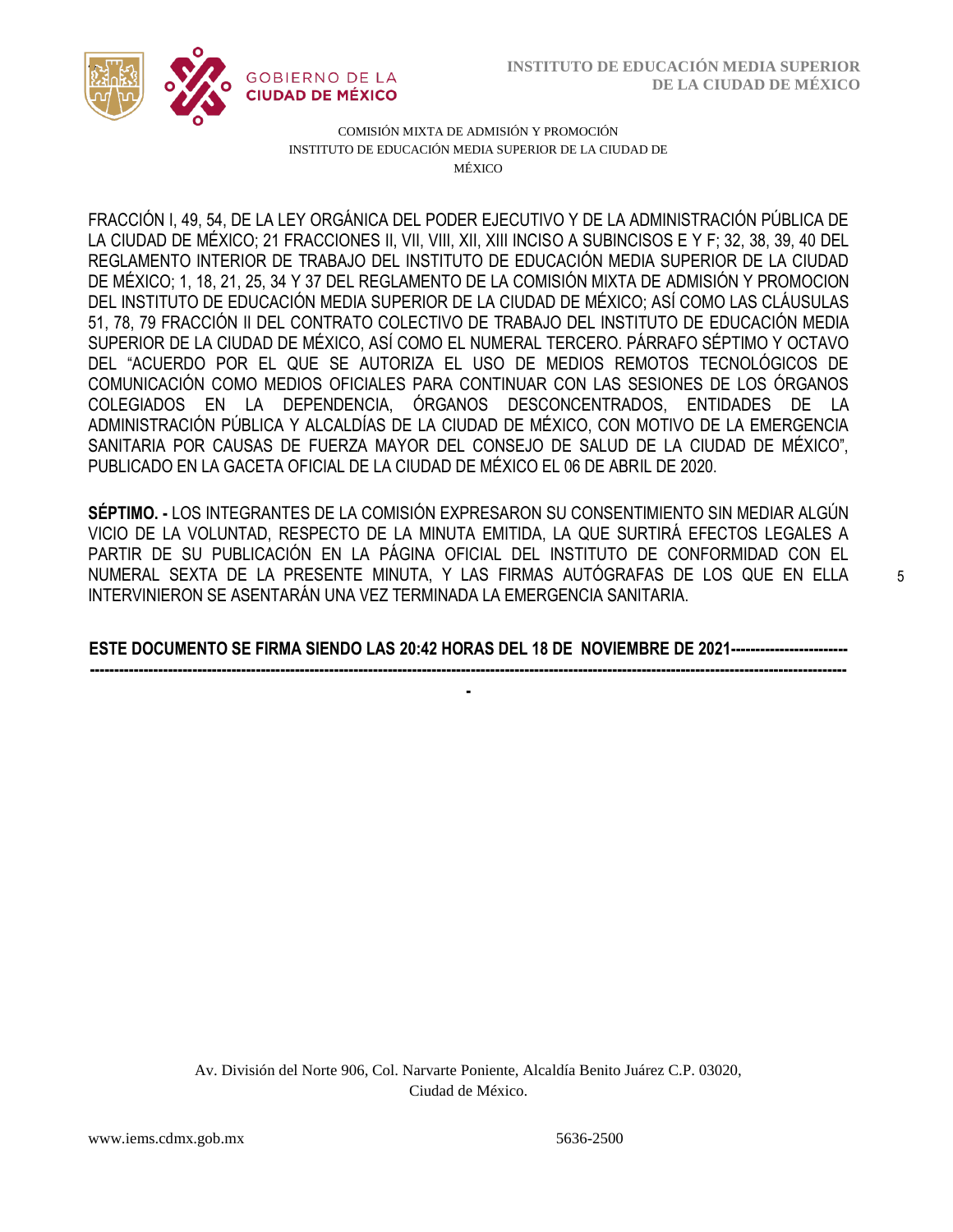FRACCIÓN I, 49, 54, DE LA LEY ORGÁNICA DEL PODER EJECUTIVO Y DE LA ADMINISTRACIÓN PÚBLICA DE LA CIUDAD DE MÉXICO; 21 FRACCIONES II, VII, VIII, XII, XIII INCISO A SUBINCISOS E Y F; 32, 38, 39, 40 DEL REGLAMENTO INTERIOR DE TRABAJO DEL INSTITUTO DE EDUCACIÓN MEDIA SUPERIOR DE LA CIUDAD DE MÉXICO; 1, 18, 21, 25, 34 Y 37 DEL REGLAMENTO DE LA COMISIÓN MIXTA DE ADMISIÓN Y PROMOCION DEL INSTITUTO DE EDUCACIÓN MEDIA SUPERIOR DE LA CIUDAD DE MÉXICO; ASÍ COMO LAS CLÁUSULAS 51, 78, 79 FRACCIÓN II DEL CONTRATO COLECTIVO DE TRABAJO DEL INSTITUTO DE EDUCACIÓN MEDIA SUPERIOR DE LA CIUDAD DE MÉXICO, ASÍ COMO EL NUMERAL TERCERO. PÁRRAFO SÉPTIMO Y OCTAVO DEL "ACUERDO POR EL QUE SE AUTORIZA EL USO DE MEDIOS REMOTOS TECNOLÓGICOS DE COMUNICACIÓN COMO MEDIOS OFICIALES PARA CONTINUAR CON LAS SESIONES DE LOS ÓRGANOS COLEGIADOS EN LA DEPENDENCIA, ÓRGANOS DESCONCENTRADOS, ENTIDADES DE LA ADMINISTRACIÓN PÚBLICA Y ALCALDÍAS DE LA CIUDAD DE MÉXICO, CON MOTIVO DE LA EMERGENCIA SANITARIA POR CAUSAS DE FUERZA MAYOR DEL CONSEJO DE SALUD DE LA CIUDAD DE MÉXICO", PUBLICADO EN LA GACETA OFICIAL DE LA CIUDAD DE MÉXICO EL 06 DE ABRIL DE 2020.

**SÉPTIMO. -** LOS INTEGRANTES DE LA COMISIÓN EXPRESARON SU CONSENTIMIENTO SIN MEDIAR ALGÚN VICIO DE LA VOLUNTAD, RESPECTO DE LA MINUTA EMITIDA, LA QUE SURTIRÁ EFECTOS LEGALES A PARTIR DE SU PUBLICACIÓN EN LA PÁGINA OFICIAL DEL INSTITUTO DE CONFORMIDAD CON EL NUMERAL SEXTA DE LA PRESENTE MINUTA, Y LAS FIRMAS AUTÓGRAFAS DE LOS QUE EN ELLA INTERVINIERON SE ASENTARÁN UNA VEZ TERMINADA LA EMERGENCIA SANITARIA.

**ESTE DOCUMENTO SE FIRMA SIENDO LAS 20:42 HORAS DEL 18 DE NOVIEMBRE DE 2021-----------------------------------------------------------------------------------------------------------------------------------------------------------**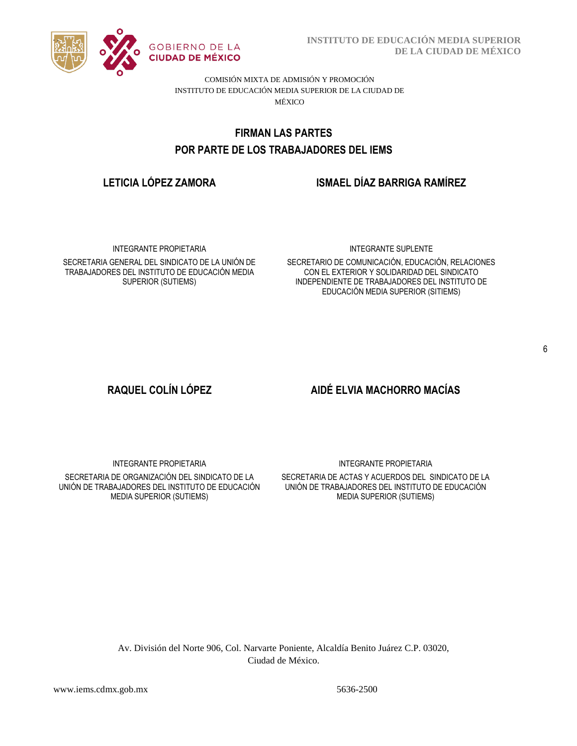COMISIÓN MIXTA DE ADMISIÓN Y PROMOCIÓN
INSTITUTO DE EDUCACIÓN MEDIA SUPERIOR DE LA CIUDAD DE MÉXICO

## FIRMAN LAS PARTES
## POR PARTE DE LOS TRABAJADORES DEL IEMS

**LETICIA LÓPEZ ZAMORA**

INTEGRANTE PROPIETARIA

SECRETARIA GENERAL DEL SINDICATO DE LA UNIÓN DE TRABAJADORES DEL INSTITUTO DE EDUCACIÓN MEDIA SUPERIOR (SUTIEMS)

**ISMAEL DÍAZ BARRIGA RAMÍREZ**

INTEGRANTE SUPLENTE

SECRETARIO DE COMUNICACIÓN, EDUCACIÓN, RELACIONES CON EL EXTERIOR Y SOLIDARIDAD DEL SINDICATO INDEPENDIENTE DE TRABAJADORES DEL INSTITUTO DE EDUCACIÓN MEDIA SUPERIOR (SITIEMS)

**RAQUEL COLÍN LÓPEZ**

INTEGRANTE PROPIETARIA

SECRETARIA DE ORGANIZACIÓN DEL SINDICATO DE LA UNIÓN DE TRABAJADORES DEL INSTITUTO DE EDUCACIÓN MEDIA SUPERIOR (SUTIEMS)

**AIDÉ ELVIA MACHORRO MACÍAS**

INTEGRANTE PROPIETARIA

SECRETARIA DE ACTAS Y ACUERDOS DEL SINDICATO DE LA UNIÓN DE TRABAJADORES DEL INSTITUTO DE EDUCACIÓN MEDIA SUPERIOR (SUTIEMS)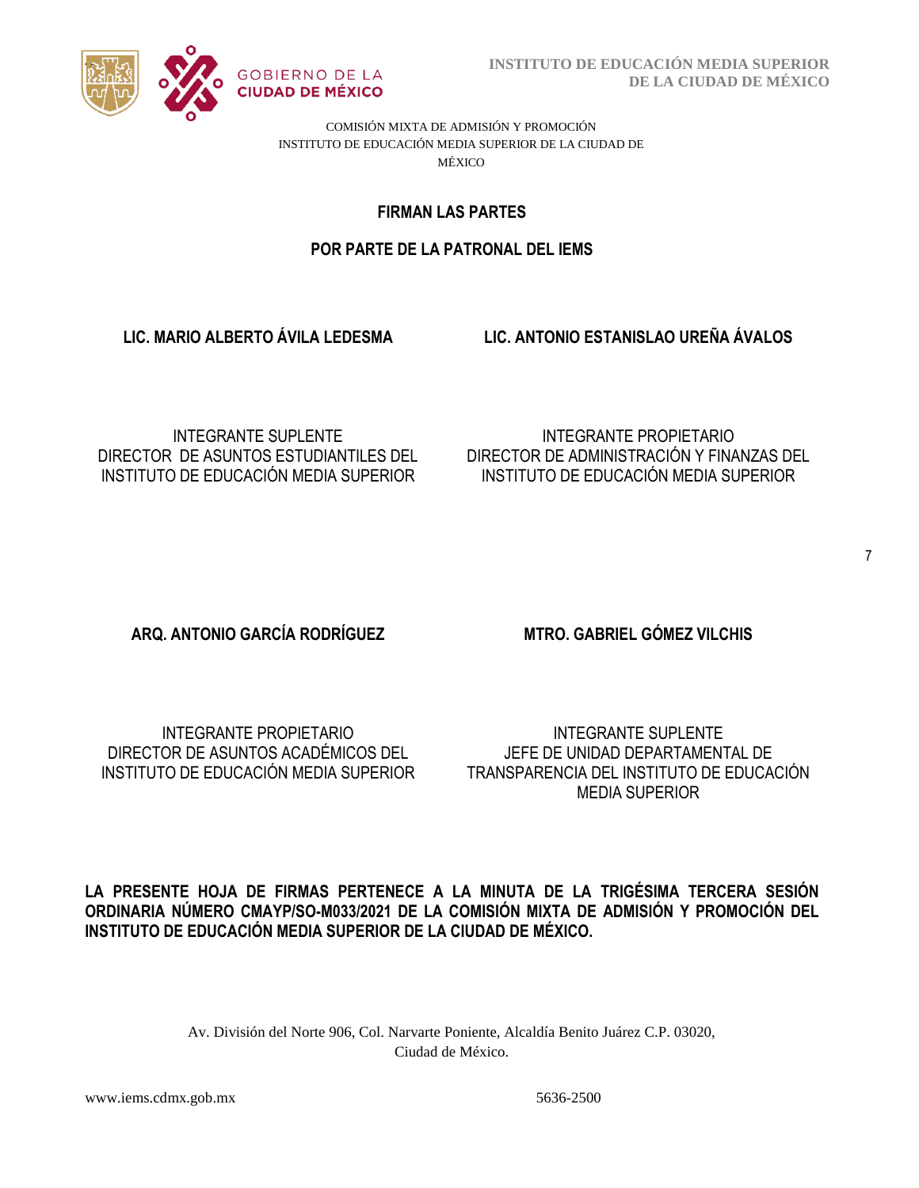COMISIÓN MIXTA DE ADMISIÓN Y PROMOCIÓN
INSTITUTO DE EDUCACIÓN MEDIA SUPERIOR DE LA CIUDAD DE MÉXICO

**FIRMAN LAS PARTES**

**POR PARTE DE LA PATRONAL DEL IEMS**

**LIC. MARIO ALBERTO ÁVILA LEDESMA**

INTEGRANTE SUPLENTE
DIRECTOR DE ASUNTOS ESTUDIANTILES DEL INSTITUTO DE EDUCACIÓN MEDIA SUPERIOR

**LIC. ANTONIO ESTANISLAO UREÑA ÁVALOS**

INTEGRANTE PROPIETARIO
DIRECTOR DE ADMINISTRACIÓN Y FINANZAS DEL INSTITUTO DE EDUCACIÓN MEDIA SUPERIOR

**ARQ. ANTONIO GARCÍA RODRÍGUEZ**

INTEGRANTE PROPIETARIO
DIRECTOR DE ASUNTOS ACADÉMICOS DEL INSTITUTO DE EDUCACIÓN MEDIA SUPERIOR

**MTRO. GABRIEL GÓMEZ VILCHIS**

INTEGRANTE SUPLENTE
JEFE DE UNIDAD DEPARTAMENTAL DE TRANSPARENCIA DEL INSTITUTO DE EDUCACIÓN MEDIA SUPERIOR

**LA PRESENTE HOJA DE FIRMAS PERTENECE A LA MINUTA DE LA TRIGÉSIMA TERCERA SESIÓN ORDINARIA NÚMERO CMAYP/SO-M033/2021 DE LA COMISIÓN MIXTA DE ADMISIÓN Y PROMOCIÓN DEL INSTITUTO DE EDUCACIÓN MEDIA SUPERIOR DE LA CIUDAD DE MÉXICO.**